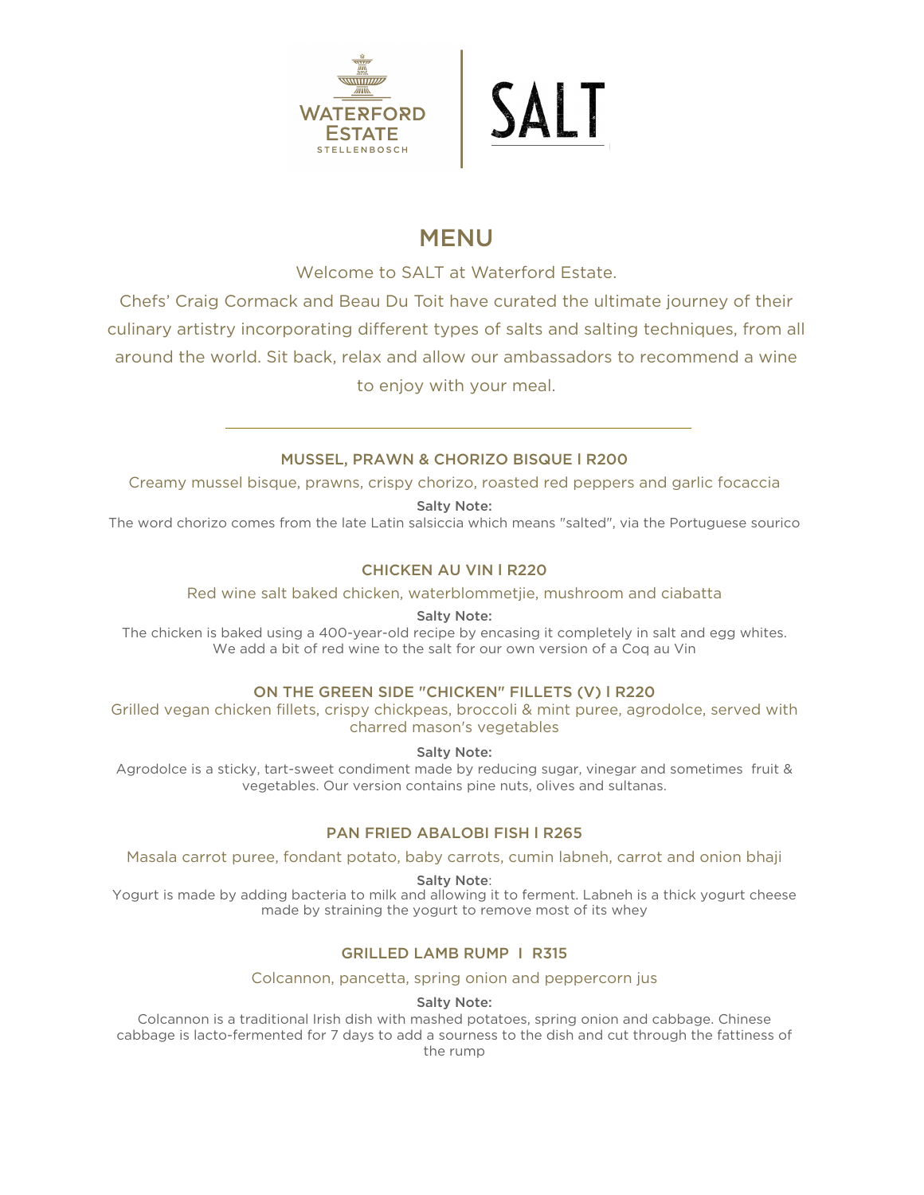WATERFORD ESTATE STELLENBOSCH | SALT

# MENU

Welcome to SALT at Waterford Estate.

Chefs' Craig Cormack and Beau Du Toit have curated the ultimate journey of their culinary artistry incorporating different types of salts and salting techniques, from all around the world. Sit back, relax and allow our ambassadors to recommend a wine to enjoy with your meal.

---

### MUSSEL, PRAWN & CHORIZO BISQUE I R200

Creamy mussel bisque, prawns, crispy chorizo, roasted red peppers and garlic focaccia

**Salty Note:**
The word chorizo comes from the late Latin salsiccia which means "salted", via the Portuguese sourico

### CHICKEN AU VIN I R220

Red wine salt baked chicken, waterblommetjie, mushroom and ciabatta

**Salty Note:**
The chicken is baked using a 400-year-old recipe by encasing it completely in salt and egg whites. We add a bit of red wine to the salt for our own version of a Coq au Vin

### ON THE GREEN SIDE "CHICKEN" FILLETS (V) I R220

Grilled vegan chicken fillets, crispy chickpeas, broccoli & mint puree, agrodolce, served with charred mason's vegetables

**Salty Note:**
Agrodolce is a sticky, tart-sweet condiment made by reducing sugar, vinegar and sometimes fruit & vegetables. Our version contains pine nuts, olives and sultanas.

### PAN FRIED ABALOBI FISH I R265

Masala carrot puree, fondant potato, baby carrots, cumin labneh, carrot and onion bhaji

**Salty Note**:
Yogurt is made by adding bacteria to milk and allowing it to ferment. Labneh is a thick yogurt cheese made by straining the yogurt to remove most of its whey

### GRILLED LAMB RUMP I R315

Colcannon, pancetta, spring onion and peppercorn jus

**Salty Note:**
Colcannon is a traditional Irish dish with mashed potatoes, spring onion and cabbage. Chinese cabbage is lacto-fermented for 7 days to add a sourness to the dish and cut through the fattiness of the rump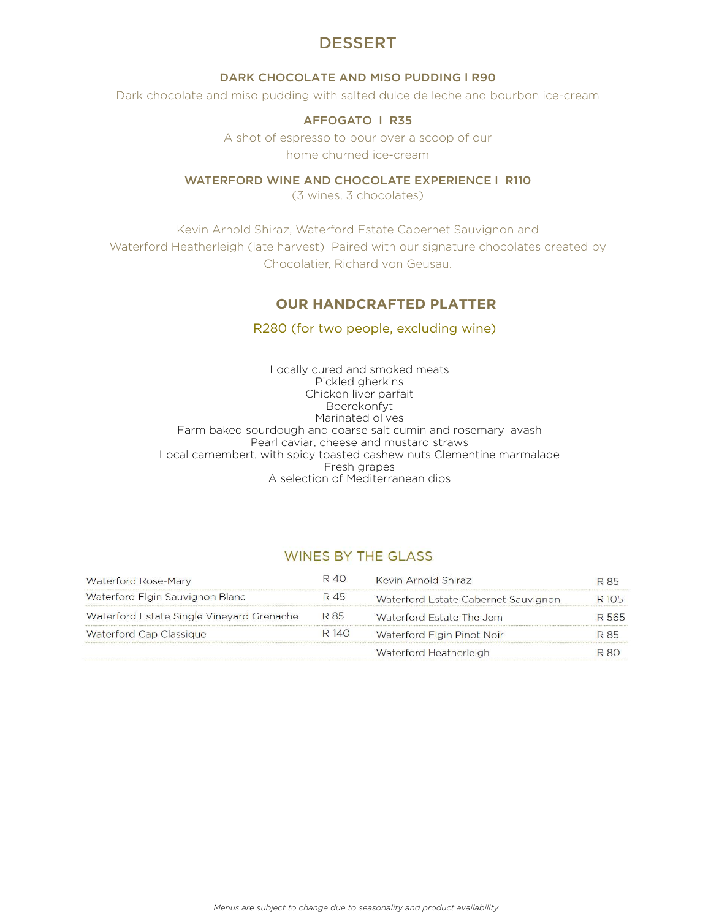# DESSERT

### DARK CHOCOLATE AND MISO PUDDING I R90

Dark chocolate and miso pudding with salted dulce de leche and bourbon ice-cream

### AFFOGATO I R35

A shot of espresso to pour over a scoop of our home churned ice-cream

### WATERFORD WINE AND CHOCOLATE EXPERIENCE I R110

(3 wines, 3 chocolates)

Kevin Arnold Shiraz, Waterford Estate Cabernet Sauvignon and Waterford Heatherleigh (late harvest) Paired with our signature chocolates created by Chocolatier, Richard von Geusau.

## OUR HANDCRAFTED PLATTER

R280 (for two people, excluding wine)

Locally cured and smoked meats
Pickled gherkins
Chicken liver parfait
Boerekonfyt
Marinated olives
Farm baked sourdough and coarse salt cumin and rosemary lavash
Pearl caviar, cheese and mustard straws
Local camembert, with spicy toasted cashew nuts Clementine marmalade
Fresh grapes
A selection of Mediterranean dips

## WINES BY THE GLASS

| | | | |
|---|---|---|---|
| Waterford Rose-Mary | R 40 | Kevin Arnold Shiraz | R 85 |
| Waterford Elgin Sauvignon Blanc | R 45 | Waterford Estate Cabernet Sauvignon | R 105 |
| Waterford Estate Single Vineyard Grenache | R 85 | Waterford Estate The Jem | R 565 |
| Waterford Cap Classique | R 140 | Waterford Elgin Pinot Noir | R 85 |
| | | Waterford Heatherleigh | R 80 |

*Menus are subject to change due to seasonality and product availability*